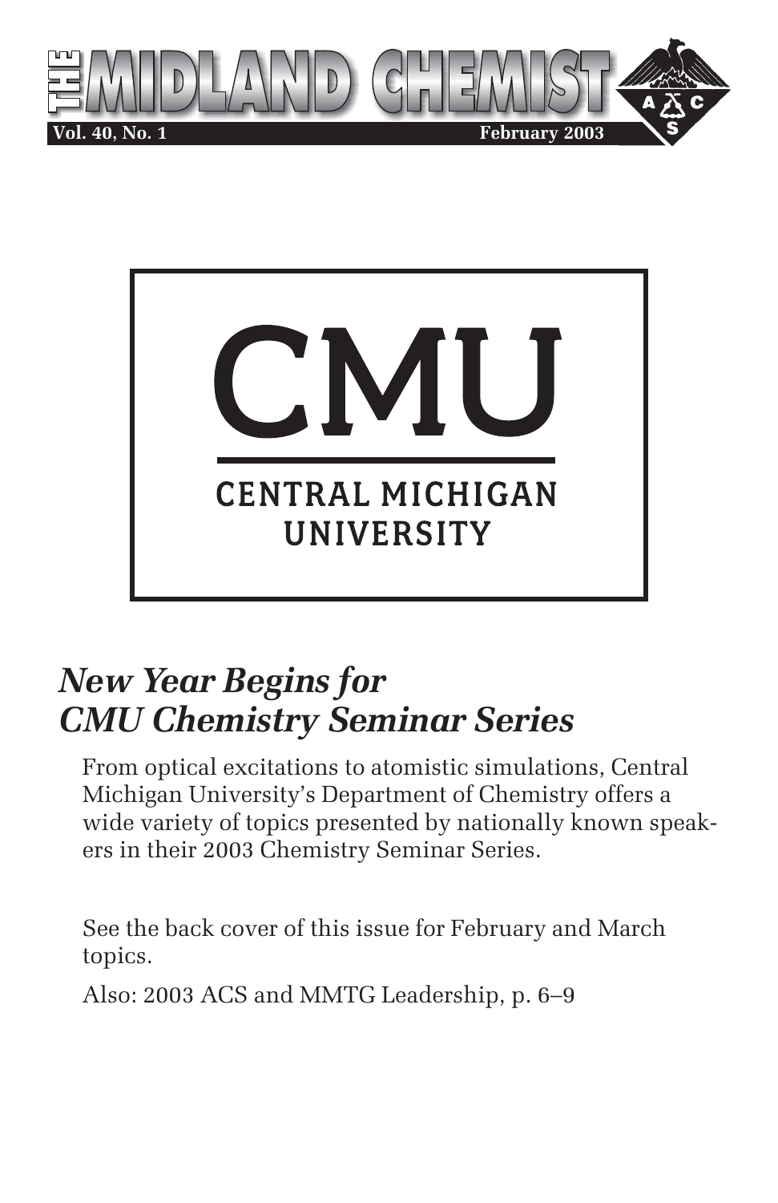# THE MIDLAND CHEMIST

**Vol. 40, No. 1** **February 2003**

CMU

CENTRAL MICHIGAN UNIVERSITY

## *New Year Begins for CMU Chemistry Seminar Series*

From optical excitations to atomistic simulations, Central Michigan University's Department of Chemistry offers a wide variety of topics presented by nationally known speakers in their 2003 Chemistry Seminar Series.

See the back cover of this issue for February and March topics.

Also: 2003 ACS and MMTG Leadership, p. 6–9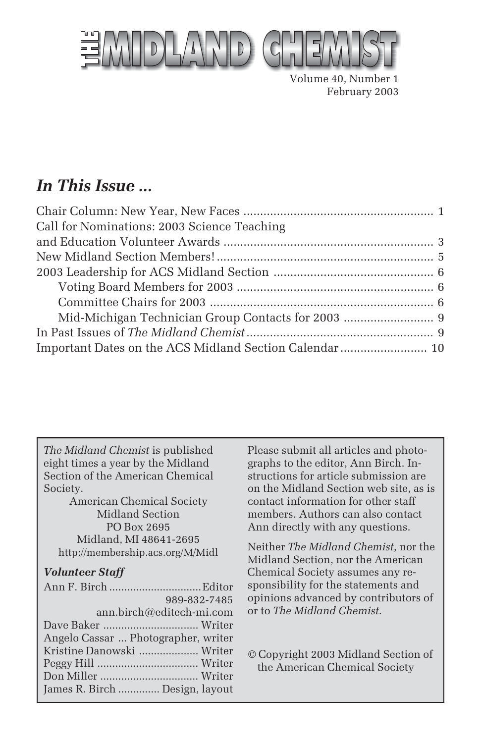# THE MIDLAND CHEMIST

Volume 40, Number 1
February 2003

## *In This Issue ...*

Chair Column: New Year, New Faces ........................................................ 1
Call for Nominations: 2003 Science Teaching and Education Volunteer Awards .............................................................. 3
New Midland Section Members! ................................................................ 5
2003 Leadership for ACS Midland Section ................................................ 6
- Voting Board Members for 2003 .......................................................... 6
- Committee Chairs for 2003 .................................................................. 6
- Mid-Michigan Technician Group Contacts for 2003 .......................... 9

In Past Issues of *The Midland Chemist* ....................................................... 9
Important Dates on the ACS Midland Section Calendar ......................... 10

---

*The Midland Chemist* is published eight times a year by the Midland Section of the American Chemical Society.

American Chemical Society
Midland Section
PO Box 2695
Midland, MI 48641-2695
http://membership.acs.org/M/Midl

***Volunteer Staff***

Ann F. Birch ............................... Editor
989-832-7485
ann.birch@editech-mi.com
Dave Baker ................................ Writer
Angelo Cassar ... Photographer, writer
Kristine Danowski .................... Writer
Peggy Hill ................................. Writer
Don Miller ................................ Writer
James R. Birch .............. Design, layout

Please submit all articles and photographs to the editor, Ann Birch. Instructions for article submission are on the Midland Section web site, as is contact information for other staff members. Authors can also contact Ann directly with any questions.

Neither *The Midland Chemist*, nor the Midland Section, nor the American Chemical Society assumes any responsibility for the statements and opinions advanced by contributors of or to *The Midland Chemist*.

© Copyright 2003 Midland Section of the American Chemical Society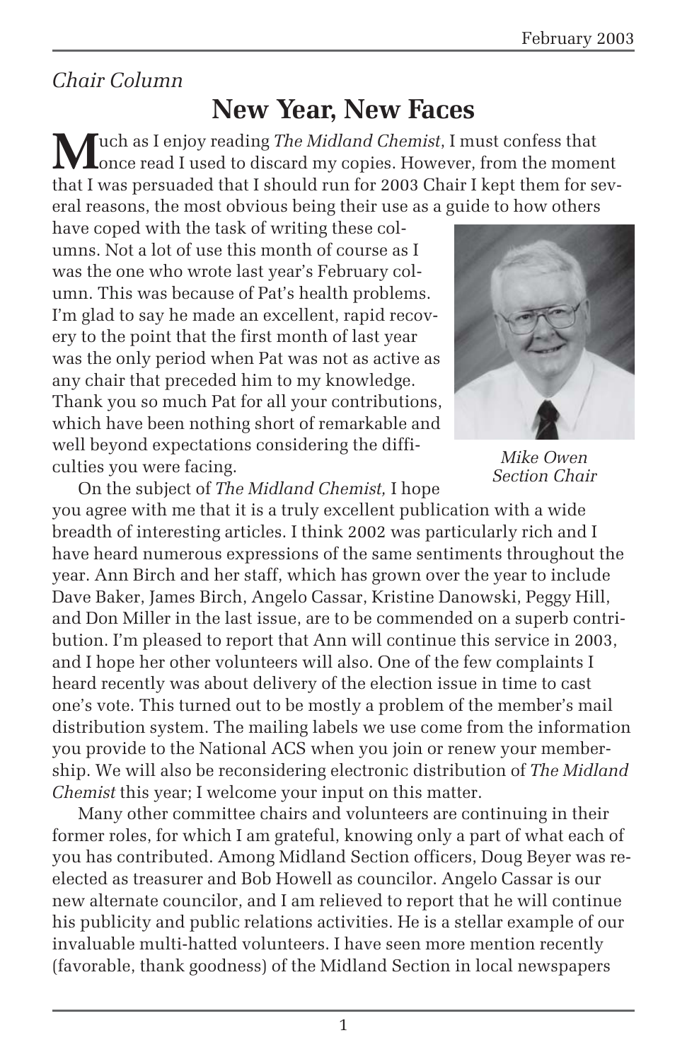*Chair Column*

# New Year, New Faces

Much as I enjoy reading *The Midland Chemist*, I must confess that once read I used to discard my copies. However, from the moment that I was persuaded that I should run for 2003 Chair I kept them for several reasons, the most obvious being their use as a guide to how others have coped with the task of writing these columns. Not a lot of use this month of course as I was the one who wrote last year's February column. This was because of Pat's health problems. I'm glad to say he made an excellent, rapid recovery to the point that the first month of last year was the only period when Pat was not as active as any chair that preceded him to my knowledge. Thank you so much Pat for all your contributions, which have been nothing short of remarkable and well beyond expectations considering the difficulties you were facing.

*Mike Owen*
*Section Chair*

On the subject of *The Midland Chemist,* I hope you agree with me that it is a truly excellent publication with a wide breadth of interesting articles. I think 2002 was particularly rich and I have heard numerous expressions of the same sentiments throughout the year. Ann Birch and her staff, which has grown over the year to include Dave Baker, James Birch, Angelo Cassar, Kristine Danowski, Peggy Hill, and Don Miller in the last issue, are to be commended on a superb contribution. I'm pleased to report that Ann will continue this service in 2003, and I hope her other volunteers will also. One of the few complaints I heard recently was about delivery of the election issue in time to cast one's vote. This turned out to be mostly a problem of the member's mail distribution system. The mailing labels we use come from the information you provide to the National ACS when you join or renew your membership. We will also be reconsidering electronic distribution of *The Midland Chemist* this year; I welcome your input on this matter.

Many other committee chairs and volunteers are continuing in their former roles, for which I am grateful, knowing only a part of what each of you has contributed. Among Midland Section officers, Doug Beyer was re-elected as treasurer and Bob Howell as councilor. Angelo Cassar is our new alternate councilor, and I am relieved to report that he will continue his publicity and public relations activities. He is a stellar example of our invaluable multi-hatted volunteers. I have seen more mention recently (favorable, thank goodness) of the Midland Section in local newspapers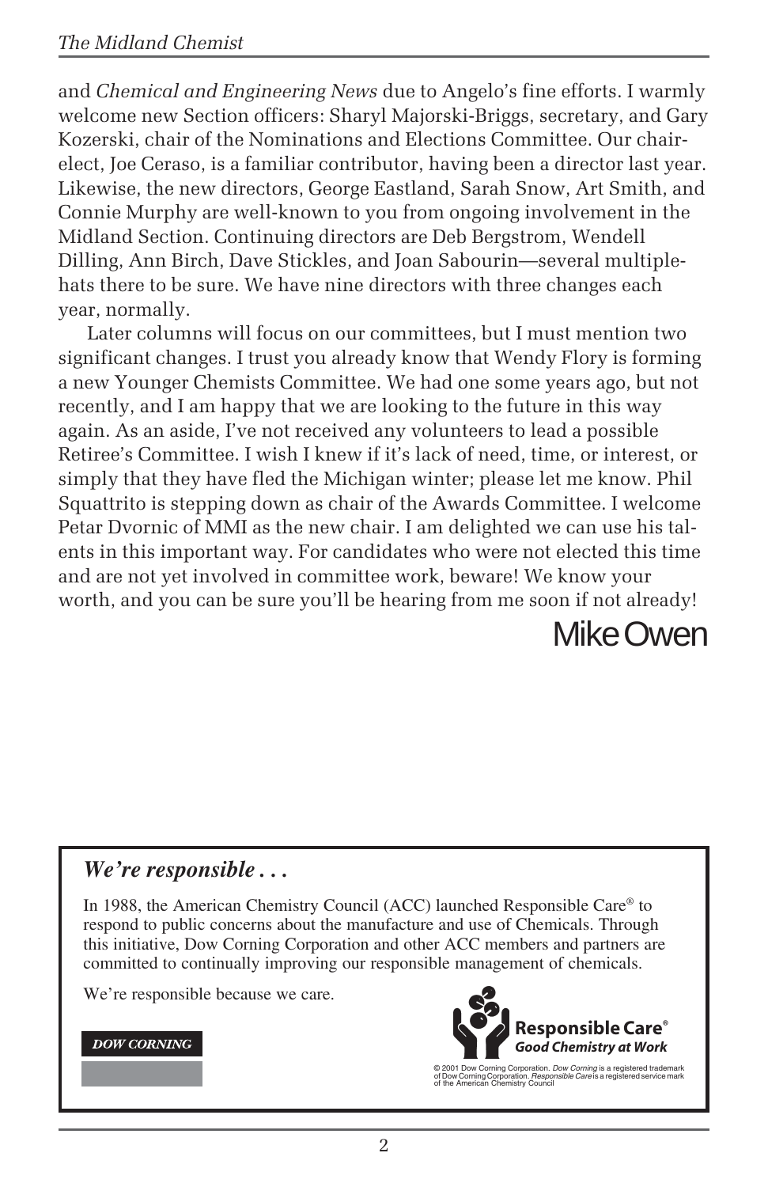and *Chemical and Engineering News* due to Angelo's fine efforts. I warmly welcome new Section officers: Sharyl Majorski-Briggs, secretary, and Gary Kozerski, chair of the Nominations and Elections Committee. Our chair-elect, Joe Ceraso, is a familiar contributor, having been a director last year. Likewise, the new directors, George Eastland, Sarah Snow, Art Smith, and Connie Murphy are well-known to you from ongoing involvement in the Midland Section. Continuing directors are Deb Bergstrom, Wendell Dilling, Ann Birch, Dave Stickles, and Joan Sabourin—several multiple-hats there to be sure. We have nine directors with three changes each year, normally.

Later columns will focus on our committees, but I must mention two significant changes. I trust you already know that Wendy Flory is forming a new Younger Chemists Committee. We had one some years ago, but not recently, and I am happy that we are looking to the future in this way again. As an aside, I've not received any volunteers to lead a possible Retiree's Committee. I wish I knew if it's lack of need, time, or interest, or simply that they have fled the Michigan winter; please let me know. Phil Squattrito is stepping down as chair of the Awards Committee. I welcome Petar Dvornic of MMI as the new chair. I am delighted we can use his talents in this important way. For candidates who were not elected this time and are not yet involved in committee work, beware! We know your worth, and you can be sure you'll be hearing from me soon if not already!

Mike Owen

---

***We're responsible . . .***

In 1988, the American Chemistry Council (ACC) launched Responsible Care® to respond to public concerns about the manufacture and use of Chemicals. Through this initiative, Dow Corning Corporation and other ACC members and partners are committed to continually improving our responsible management of chemicals.

We're responsible because we care.

DOW CORNING

**Responsible Care®**
***Good Chemistry at Work***

© 2001 Dow Corning Corporation. *Dow Corning* is a registered trademark of Dow Corning Corporation. *Responsible Care* is a registered service mark of the American Chemistry Council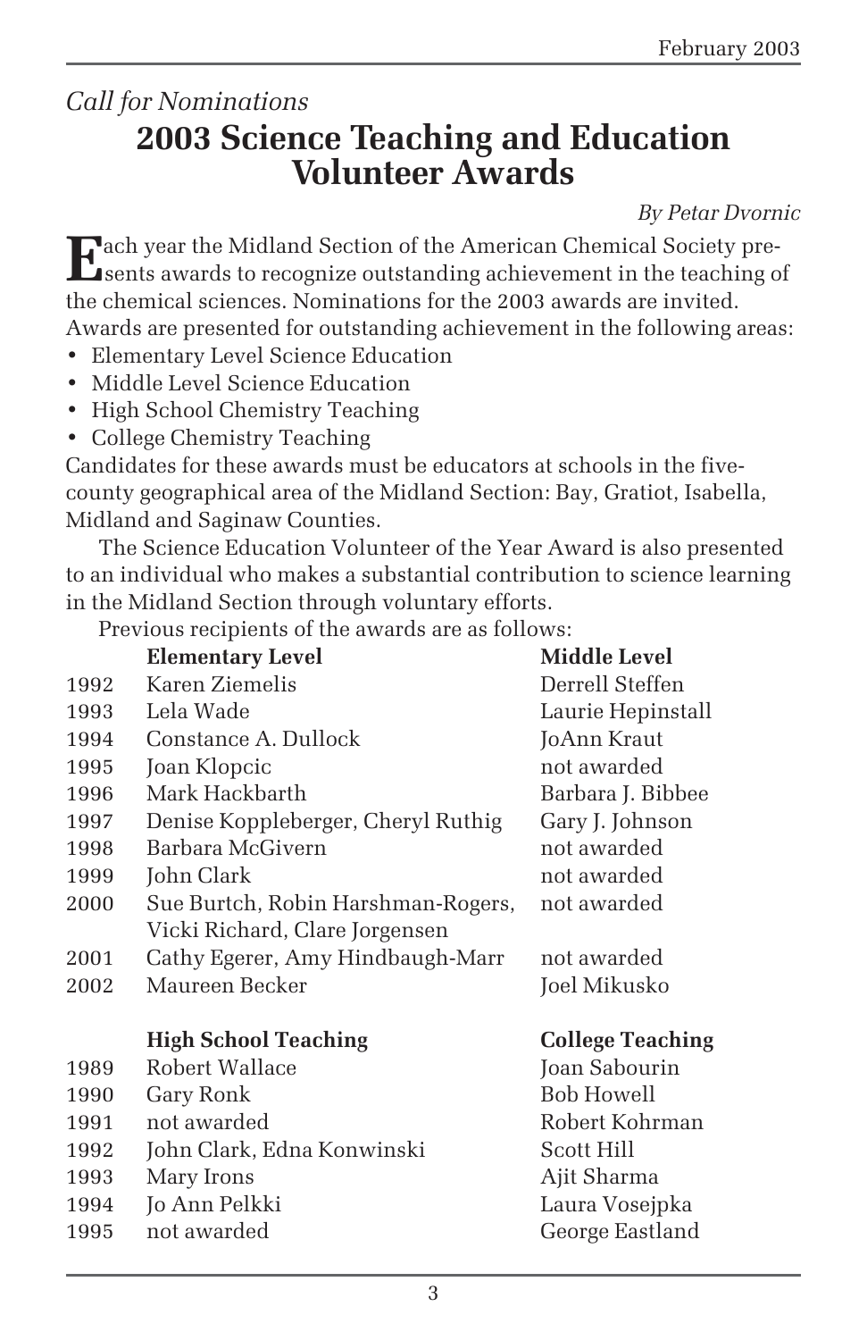*Call for Nominations*

# 2003 Science Teaching and Education Volunteer Awards

*By Petar Dvornic*

Each year the Midland Section of the American Chemical Society presents awards to recognize outstanding achievement in the teaching of the chemical sciences. Nominations for the 2003 awards are invited. Awards are presented for outstanding achievement in the following areas:

- Elementary Level Science Education
- Middle Level Science Education
- High School Chemistry Teaching
- College Chemistry Teaching

Candidates for these awards must be educators at schools in the five-county geographical area of the Midland Section: Bay, Gratiot, Isabella, Midland and Saginaw Counties.

The Science Education Volunteer of the Year Award is also presented to an individual who makes a substantial contribution to science learning in the Midland Section through voluntary efforts.

Previous recipients of the awards are as follows:

| | **Elementary Level** | **Middle Level** |
|---|---|---|
| 1992 | Karen Ziemelis | Derrell Steffen |
| 1993 | Lela Wade | Laurie Hepinstall |
| 1994 | Constance A. Dullock | JoAnn Kraut |
| 1995 | Joan Klopcic | not awarded |
| 1996 | Mark Hackbarth | Barbara J. Bibbee |
| 1997 | Denise Koppleberger, Cheryl Ruthig | Gary J. Johnson |
| 1998 | Barbara McGivern | not awarded |
| 1999 | John Clark | not awarded |
| 2000 | Sue Burtch, Robin Harshman-Rogers, Vicki Richard, Clare Jorgensen | not awarded |
| 2001 | Cathy Egerer, Amy Hindbaugh-Marr | not awarded |
| 2002 | Maureen Becker | Joel Mikusko |

| | **High School Teaching** | **College Teaching** |
|---|---|---|
| 1989 | Robert Wallace | Joan Sabourin |
| 1990 | Gary Ronk | Bob Howell |
| 1991 | not awarded | Robert Kohrman |
| 1992 | John Clark, Edna Konwinski | Scott Hill |
| 1993 | Mary Irons | Ajit Sharma |
| 1994 | Jo Ann Pelkki | Laura Vosejpka |
| 1995 | not awarded | George Eastland |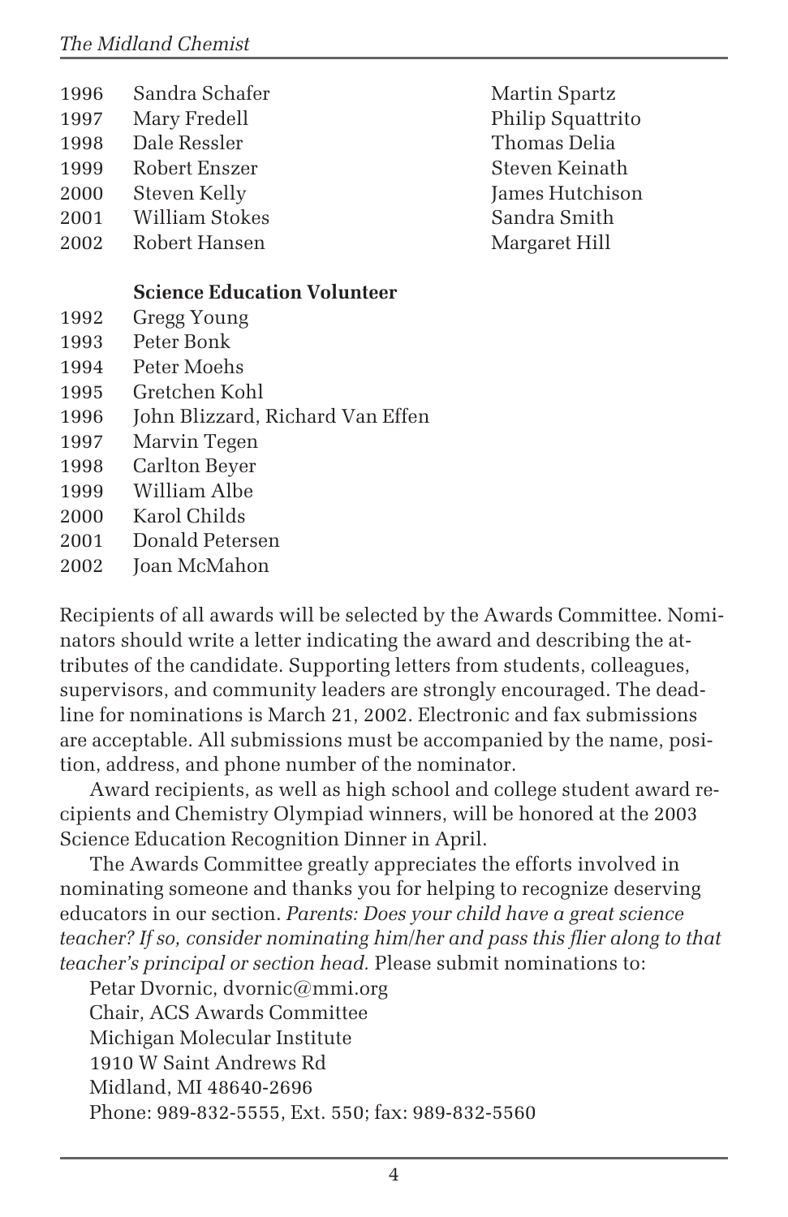| | | |
|---|---|---|
| 1996 | Sandra Schafer | Martin Spartz |
| 1997 | Mary Fredell | Philip Squattrito |
| 1998 | Dale Ressler | Thomas Delia |
| 1999 | Robert Enszer | Steven Keinath |
| 2000 | Steven Kelly | James Hutchison |
| 2001 | William Stokes | Sandra Smith |
| 2002 | Robert Hansen | Margaret Hill |

**Science Education Volunteer**

| | |
|---|---|
| 1992 | Gregg Young |
| 1993 | Peter Bonk |
| 1994 | Peter Moehs |
| 1995 | Gretchen Kohl |
| 1996 | John Blizzard, Richard Van Effen |
| 1997 | Marvin Tegen |
| 1998 | Carlton Beyer |
| 1999 | William Albe |
| 2000 | Karol Childs |
| 2001 | Donald Petersen |
| 2002 | Joan McMahon |

Recipients of all awards will be selected by the Awards Committee. Nominators should write a letter indicating the award and describing the attributes of the candidate. Supporting letters from students, colleagues, supervisors, and community leaders are strongly encouraged. The deadline for nominations is March 21, 2002. Electronic and fax submissions are acceptable. All submissions must be accompanied by the name, position, address, and phone number of the nominator.

Award recipients, as well as high school and college student award recipients and Chemistry Olympiad winners, will be honored at the 2003 Science Education Recognition Dinner in April.

The Awards Committee greatly appreciates the efforts involved in nominating someone and thanks you for helping to recognize deserving educators in our section. *Parents: Does your child have a great science teacher? If so, consider nominating him/her and pass this flier along to that teacher's principal or section head.* Please submit nominations to:

Petar Dvornic, dvornic@mmi.org
Chair, ACS Awards Committee
Michigan Molecular Institute
1910 W Saint Andrews Rd
Midland, MI 48640-2696
Phone: 989-832-5555, Ext. 550; fax: 989-832-5560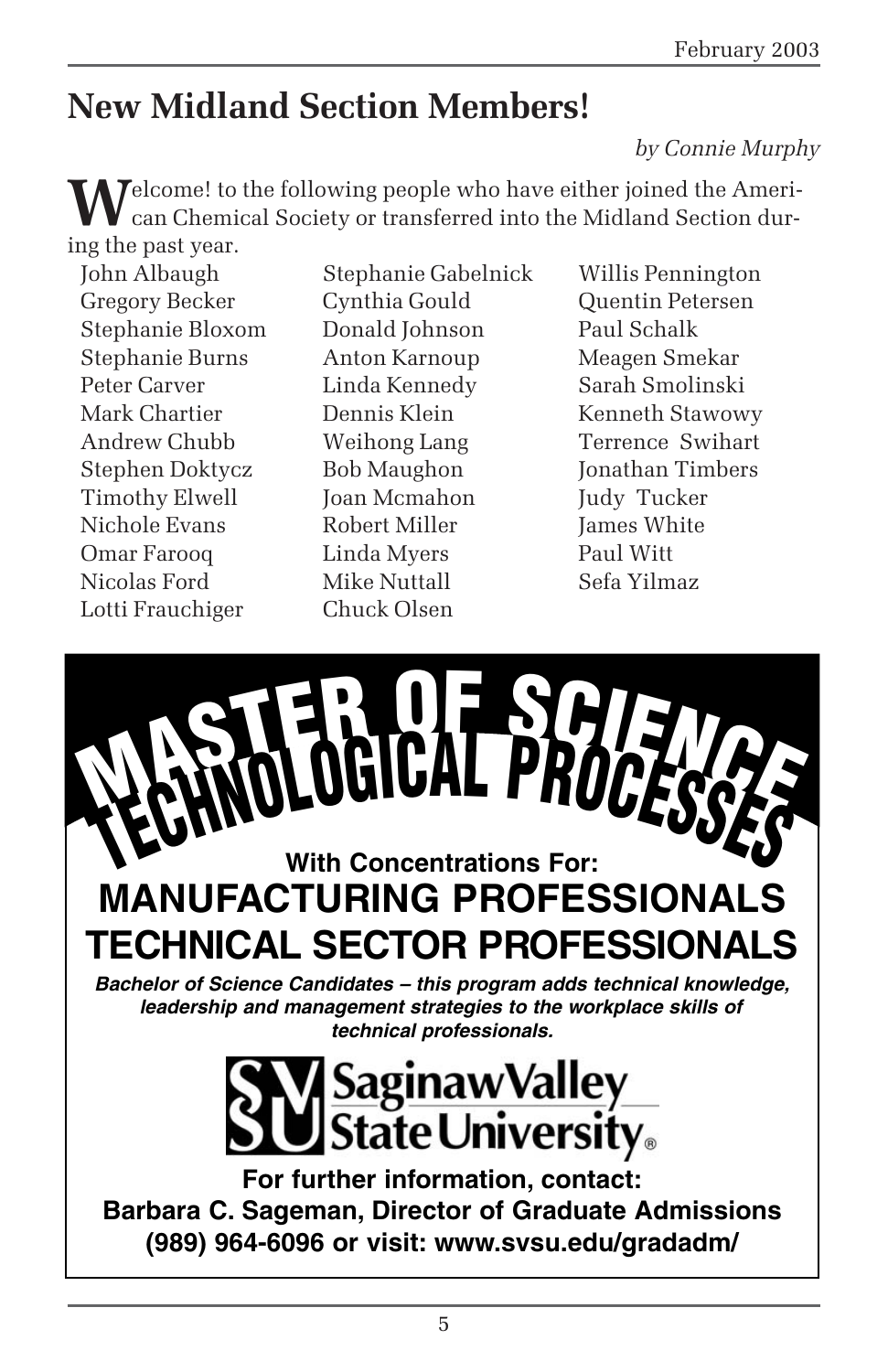# New Midland Section Members!

*by Connie Murphy*

Welcome! to the following people who have either joined the American Chemical Society or transferred into the Midland Section during the past year.

John Albaugh
Gregory Becker
Stephanie Bloxom
Stephanie Burns
Peter Carver
Mark Chartier
Andrew Chubb
Stephen Doktycz
Timothy Elwell
Nichole Evans
Omar Farooq
Nicolas Ford
Lotti Frauchiger
Stephanie Gabelnick
Cynthia Gould
Donald Johnson
Anton Karnoup
Linda Kennedy
Dennis Klein
Weihong Lang
Bob Maughon
Joan Mcmahon
Robert Miller
Linda Myers
Mike Nuttall
Chuck Olsen
Willis Pennington
Quentin Petersen
Paul Schalk
Meagen Smekar
Sarah Smolinski
Kenneth Stawowy
Terrence Swihart
Jonathan Timbers
Judy Tucker
James White
Paul Witt
Sefa Yilmaz

---

**MASTER OF SCIENCE**
**TECHNOLOGICAL PROCESSES**

**With Concentrations For:**

**MANUFACTURING PROFESSIONALS**
**TECHNICAL SECTOR PROFESSIONALS**

***Bachelor of Science Candidates – this program adds technical knowledge, leadership and management strategies to the workplace skills of technical professionals.***

**Saginaw Valley State University**

**For further information, contact:**
**Barbara C. Sageman, Director of Graduate Admissions**
**(989) 964-6096 or visit: www.svsu.edu/gradadm/**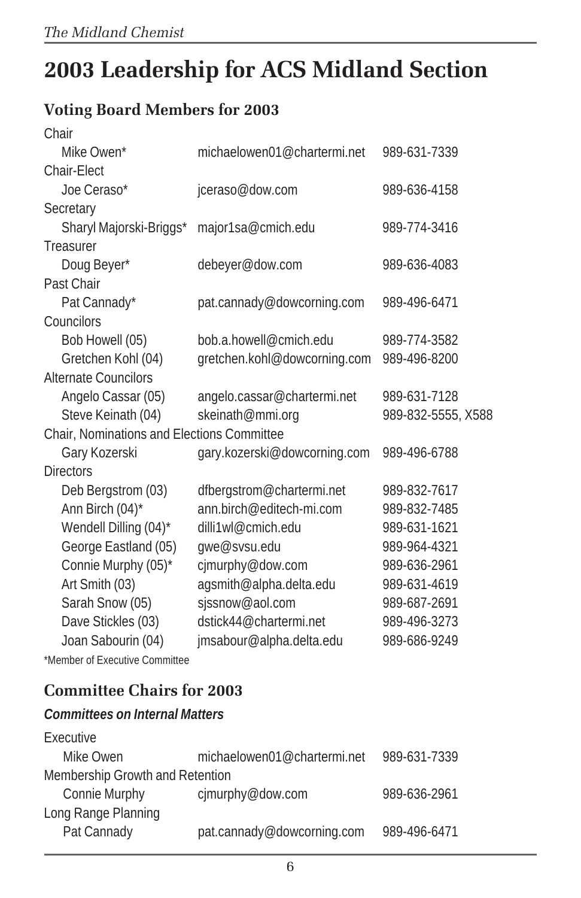# 2003 Leadership for ACS Midland Section

## Voting Board Members for 2003

| | | |
|---|---|---|
| Chair | | |
| Mike Owen* | michaelowen01@chartermi.net | 989-631-7339 |
| Chair-Elect | | |
| Joe Ceraso* | jceraso@dow.com | 989-636-4158 |
| Secretary | | |
| Sharyl Majorski-Briggs* | major1sa@cmich.edu | 989-774-3416 |
| Treasurer | | |
| Doug Beyer* | debeyer@dow.com | 989-636-4083 |
| Past Chair | | |
| Pat Cannady* | pat.cannady@dowcorning.com | 989-496-6471 |
| Councilors | | |
| Bob Howell (05) | bob.a.howell@cmich.edu | 989-774-3582 |
| Gretchen Kohl (04) | gretchen.kohl@dowcorning.com | 989-496-8200 |
| Alternate Councilors | | |
| Angelo Cassar (05) | angelo.cassar@chartermi.net | 989-631-7128 |
| Steve Keinath (04) | skeinath@mmi.org | 989-832-5555, X588 |
| Chair, Nominations and Elections Committee | | |
| Gary Kozerski | gary.kozerski@dowcorning.com | 989-496-6788 |
| Directors | | |
| Deb Bergstrom (03) | dfbergstrom@chartermi.net | 989-832-7617 |
| Ann Birch (04)* | ann.birch@editech-mi.com | 989-832-7485 |
| Wendell Dilling (04)* | dilli1wl@cmich.edu | 989-631-1621 |
| George Eastland (05) | gwe@svsu.edu | 989-964-4321 |
| Connie Murphy (05)* | cjmurphy@dow.com | 989-636-2961 |
| Art Smith (03) | agsmith@alpha.delta.edu | 989-631-4619 |
| Sarah Snow (05) | sjssnow@aol.com | 989-687-2691 |
| Dave Stickles (03) | dstick44@chartermi.net | 989-496-3273 |
| Joan Sabourin (04) | jmsabour@alpha.delta.edu | 989-686-9249 |

*Member of Executive Committee

## Committee Chairs for 2003

***Committees on Internal Matters***

| | | |
|---|---|---|
| Executive | | |
| Mike Owen | michaelowen01@chartermi.net | 989-631-7339 |
| Membership Growth and Retention | | |
| Connie Murphy | cjmurphy@dow.com | 989-636-2961 |
| Long Range Planning | | |
| Pat Cannady | pat.cannady@dowcorning.com | 989-496-6471 |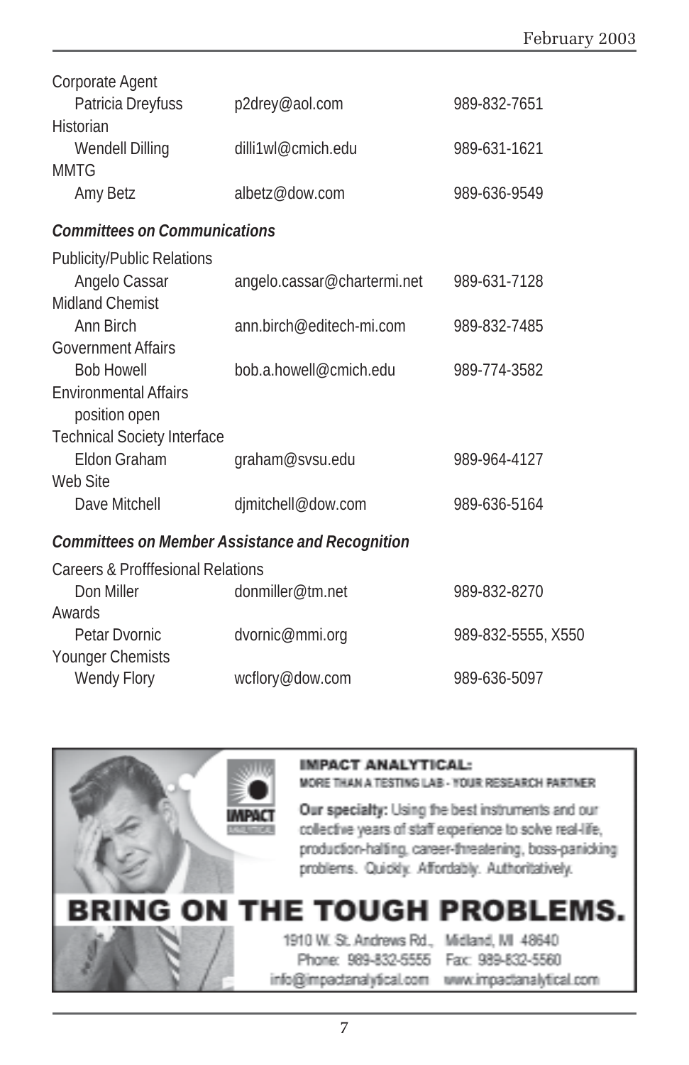Corporate Agent
- Patricia Dreyfuss — p2drey@aol.com — 989-832-7651

Historian
- Wendell Dilling — dilli1wl@cmich.edu — 989-631-1621

MMTG
- Amy Betz — albetz@dow.com — 989-636-9549

### *Committees on Communications*

Publicity/Public Relations
- Angelo Cassar — angelo.cassar@chartermi.net — 989-631-7128

Midland Chemist
- Ann Birch — ann.birch@editech-mi.com — 989-832-7485

Government Affairs
- Bob Howell — bob.a.howell@cmich.edu — 989-774-3582

Environmental Affairs
- position open

Technical Society Interface
- Eldon Graham — graham@svsu.edu — 989-964-4127

Web Site
- Dave Mitchell — djmitchell@dow.com — 989-636-5164

### *Committees on Member Assistance and Recognition*

Careers & Profffesional Relations
- Don Miller — donmiller@tm.net — 989-832-8270

Awards
- Petar Dvornic — dvornic@mmi.org — 989-832-5555, X550

Younger Chemists
- Wendy Flory — wcflory@dow.com — 989-636-5097

**IMPACT ANALYTICAL:**
MORE THAN A TESTING LAB - YOUR RESEARCH PARTNER

**Our specialty:** Using the best instruments and our collective years of staff experience to solve real-life, production-halting, career-threatening, boss-panicking problems. Quickly. Affordably. Authoritatively.

**BRING ON THE TOUGH PROBLEMS.**

1910 W. St. Andrews Rd., Midland, MI 48640
Phone: 989-832-5555 Fax: 989-832-5560
info@impactanalytical.com www.impactanalytical.com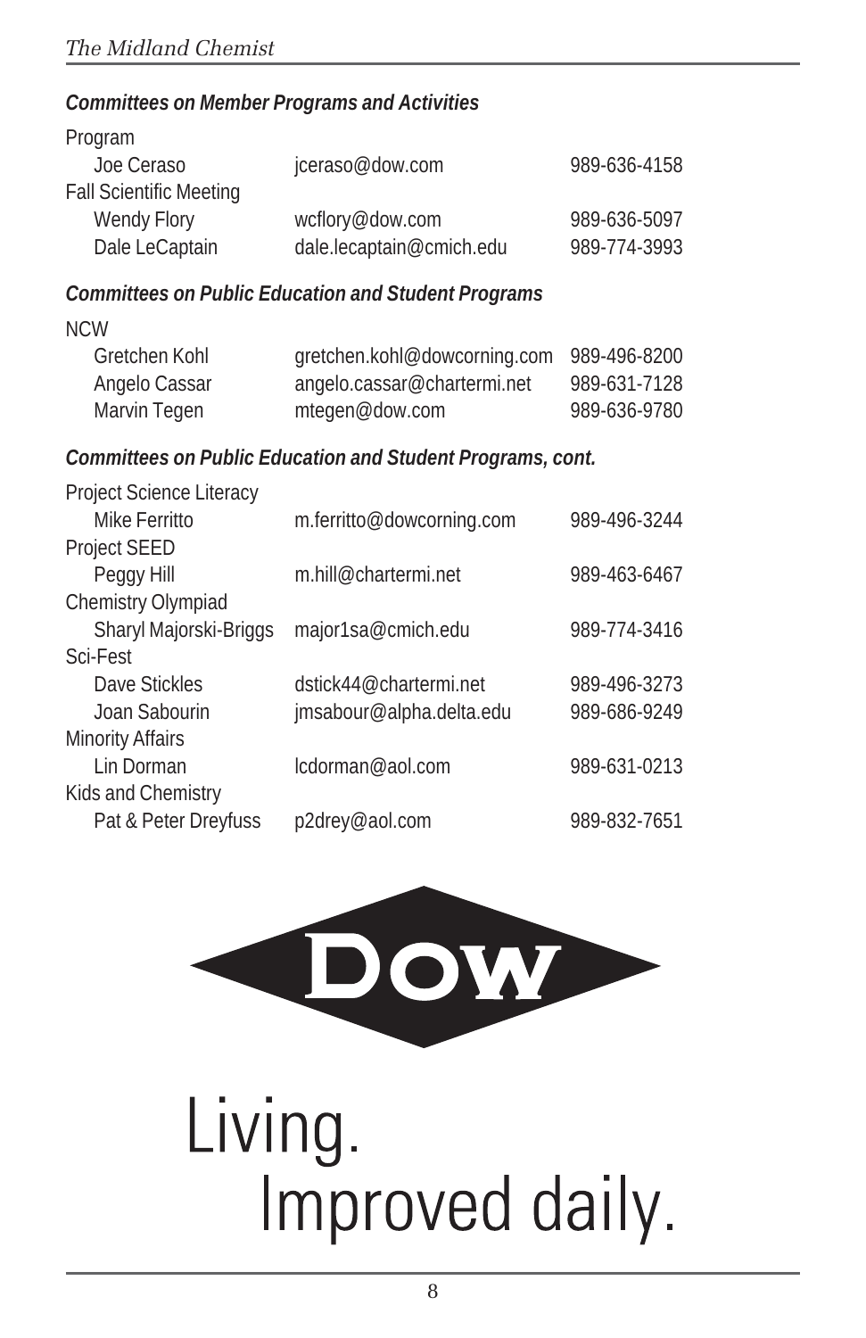### *Committees on Member Programs and Activities*

| | | |
|---|---|---|
| **Program** | | |
| Joe Ceraso | jceraso@dow.com | 989-636-4158 |
| **Fall Scientific Meeting** | | |
| Wendy Flory | wcflory@dow.com | 989-636-5097 |
| Dale LeCaptain | dale.lecaptain@cmich.edu | 989-774-3993 |

### *Committees on Public Education and Student Programs*

| | | |
|---|---|---|
| **NCW** | | |
| Gretchen Kohl | gretchen.kohl@dowcorning.com | 989-496-8200 |
| Angelo Cassar | angelo.cassar@chartermi.net | 989-631-7128 |
| Marvin Tegen | mtegen@dow.com | 989-636-9780 |

### *Committees on Public Education and Student Programs, cont.*

| | | |
|---|---|---|
| **Project Science Literacy** | | |
| Mike Ferritto | m.ferritto@dowcorning.com | 989-496-3244 |
| **Project SEED** | | |
| Peggy Hill | m.hill@chartermi.net | 989-463-6467 |
| **Chemistry Olympiad** | | |
| Sharyl Majorski-Briggs | major1sa@cmich.edu | 989-774-3416 |
| **Sci-Fest** | | |
| Dave Stickles | dstick44@chartermi.net | 989-496-3273 |
| Joan Sabourin | jmsabour@alpha.delta.edu | 989-686-9249 |
| **Minority Affairs** | | |
| Lin Dorman | lcdorman@aol.com | 989-631-0213 |
| **Kids and Chemistry** | | |
| Pat & Peter Dreyfuss | p2drey@aol.com | 989-832-7651 |

DOW

Living.
Improved daily.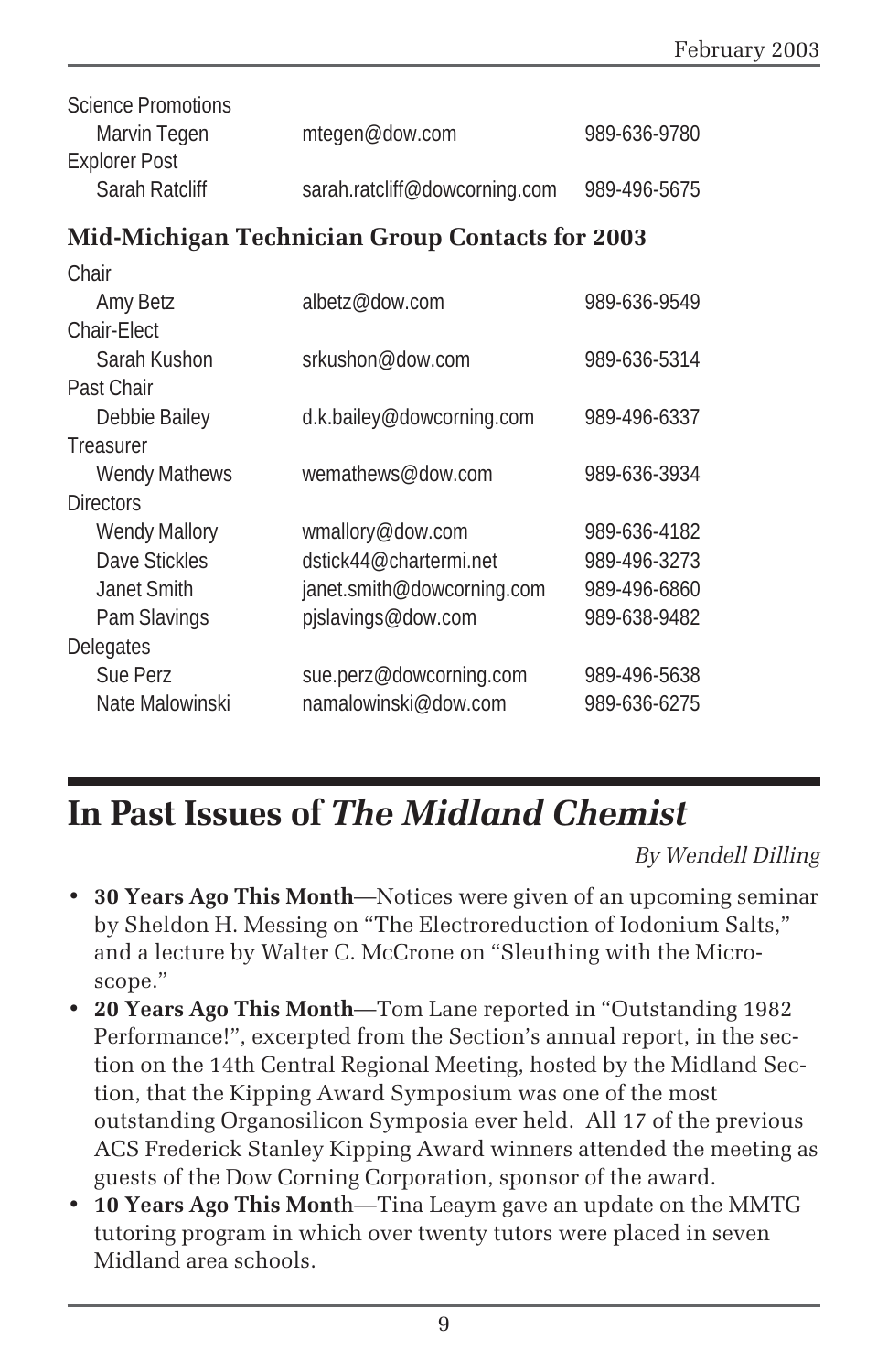Science Promotions

| | | |
|---|---|---|
| Marvin Tegen | mtegen@dow.com | 989-636-9780 |

Explorer Post

| | | |
|---|---|---|
| Sarah Ratcliff | sarah.ratcliff@dowcorning.com | 989-496-5675 |

### Mid-Michigan Technician Group Contacts for 2003

| Position / Name | Email | Phone |
|---|---|---|
| **Chair** | | |
| Amy Betz | albetz@dow.com | 989-636-9549 |
| **Chair-Elect** | | |
| Sarah Kushon | srkushon@dow.com | 989-636-5314 |
| **Past Chair** | | |
| Debbie Bailey | d.k.bailey@dowcorning.com | 989-496-6337 |
| **Treasurer** | | |
| Wendy Mathews | wemathews@dow.com | 989-636-3934 |
| **Directors** | | |
| Wendy Mallory | wmallory@dow.com | 989-636-4182 |
| Dave Stickles | dstick44@chartermi.net | 989-496-3273 |
| Janet Smith | janet.smith@dowcorning.com | 989-496-6860 |
| Pam Slavings | pjslavings@dow.com | 989-638-9482 |
| **Delegates** | | |
| Sue Perz | sue.perz@dowcorning.com | 989-496-5638 |
| Nate Malowinski | namalowinski@dow.com | 989-636-6275 |

# In Past Issues of *The Midland Chemist*

*By Wendell Dilling*

- **30 Years Ago This Month**—Notices were given of an upcoming seminar by Sheldon H. Messing on "The Electroreduction of Iodonium Salts," and a lecture by Walter C. McCrone on "Sleuthing with the Microscope."
- **20 Years Ago This Month**—Tom Lane reported in "Outstanding 1982 Performance!", excerpted from the Section's annual report, in the section on the 14th Central Regional Meeting, hosted by the Midland Section, that the Kipping Award Symposium was one of the most outstanding Organosilicon Symposia ever held. All 17 of the previous ACS Frederick Stanley Kipping Award winners attended the meeting as guests of the Dow Corning Corporation, sponsor of the award.
- **10 Years Ago This Mont**h—Tina Leaym gave an update on the MMTG tutoring program in which over twenty tutors were placed in seven Midland area schools.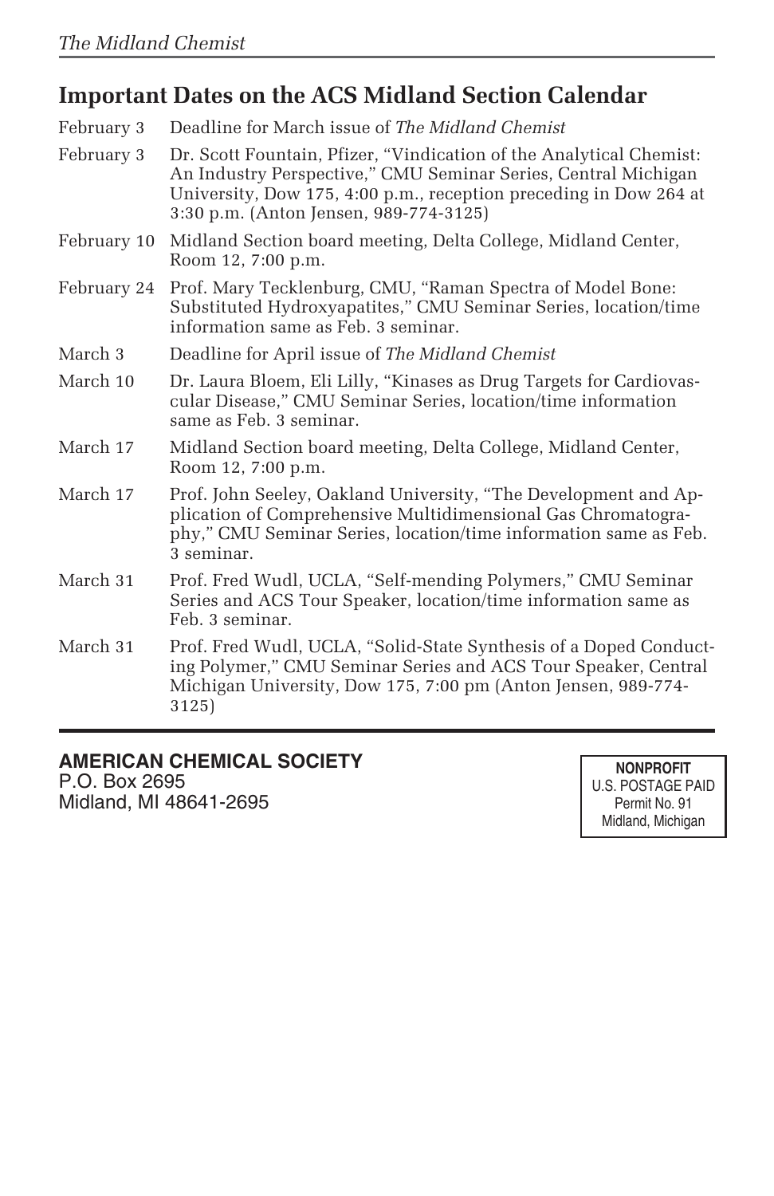## Important Dates on the ACS Midland Section Calendar

| | |
|---|---|
| February 3 | Deadline for March issue of *The Midland Chemist* |
| February 3 | Dr. Scott Fountain, Pfizer, "Vindication of the Analytical Chemist: An Industry Perspective," CMU Seminar Series, Central Michigan University, Dow 175, 4:00 p.m., reception preceding in Dow 264 at 3:30 p.m. (Anton Jensen, 989-774-3125) |
| February 10 | Midland Section board meeting, Delta College, Midland Center, Room 12, 7:00 p.m. |
| February 24 | Prof. Mary Tecklenburg, CMU, "Raman Spectra of Model Bone: Substituted Hydroxyapatites," CMU Seminar Series, location/time information same as Feb. 3 seminar. |
| March 3 | Deadline for April issue of *The Midland Chemist* |
| March 10 | Dr. Laura Bloem, Eli Lilly, "Kinases as Drug Targets for Cardiovascular Disease," CMU Seminar Series, location/time information same as Feb. 3 seminar. |
| March 17 | Midland Section board meeting, Delta College, Midland Center, Room 12, 7:00 p.m. |
| March 17 | Prof. John Seeley, Oakland University, "The Development and Application of Comprehensive Multidimensional Gas Chromatography," CMU Seminar Series, location/time information same as Feb. 3 seminar. |
| March 31 | Prof. Fred Wudl, UCLA, "Self-mending Polymers," CMU Seminar Series and ACS Tour Speaker, location/time information same as Feb. 3 seminar. |
| March 31 | Prof. Fred Wudl, UCLA, "Solid-State Synthesis of a Doped Conducting Polymer," CMU Seminar Series and ACS Tour Speaker, Central Michigan University, Dow 175, 7:00 pm (Anton Jensen, 989-774-3125) |

**AMERICAN CHEMICAL SOCIETY**
P.O. Box 2695
Midland, MI 48641-2695

**NONPROFIT**
U.S. POSTAGE PAID
Permit No. 91
Midland, Michigan